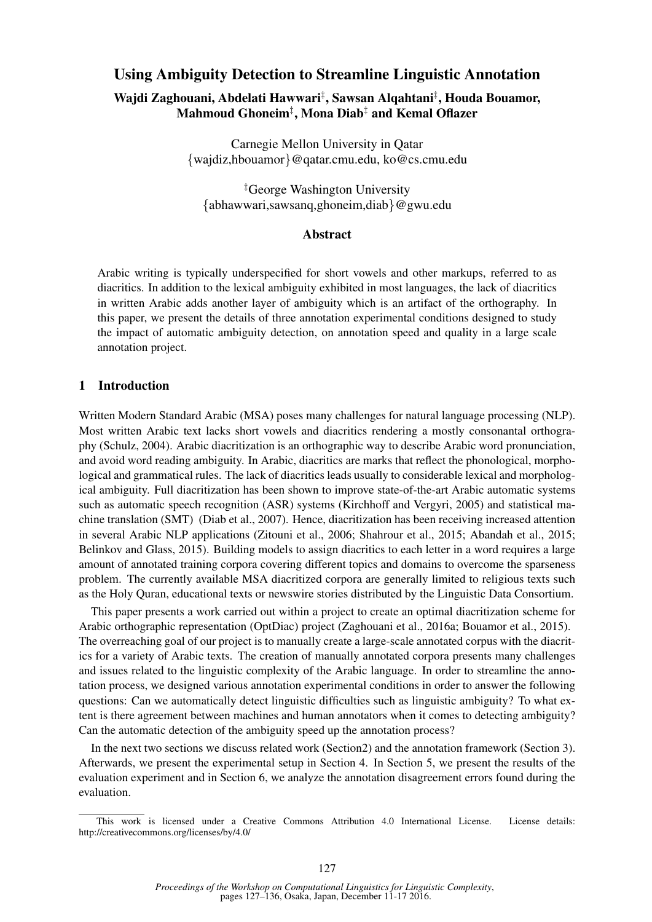# Using Ambiguity Detection to Streamline Linguistic Annotation

**Wajdi Zaghouani, Abdelati Hawwari[‡], Sawsan Alqahtani[‡], Houda Bouamor, Mahmoud Ghoneim[‡], Mona Diab[‡] and Kemal Oflazer**

Carnegie Mellon University in Qatar
{wajdiz,hbouamor}@qatar.cmu.edu, ko@cs.cmu.edu

[‡]George Washington University
{abhawwari,sawsanq,ghoneim,diab}@gwu.edu

## Abstract

Arabic writing is typically underspecified for short vowels and other markups, referred to as diacritics. In addition to the lexical ambiguity exhibited in most languages, the lack of diacritics in written Arabic adds another layer of ambiguity which is an artifact of the orthography. In this paper, we present the details of three annotation experimental conditions designed to study the impact of automatic ambiguity detection, on annotation speed and quality in a large scale annotation project.

## 1 Introduction

Written Modern Standard Arabic (MSA) poses many challenges for natural language processing (NLP). Most written Arabic text lacks short vowels and diacritics rendering a mostly consonantal orthography (Schulz, 2004). Arabic diacritization is an orthographic way to describe Arabic word pronunciation, and avoid word reading ambiguity. In Arabic, diacritics are marks that reflect the phonological, morphological and grammatical rules. The lack of diacritics leads usually to considerable lexical and morphological ambiguity. Full diacritization has been shown to improve state-of-the-art Arabic automatic systems such as automatic speech recognition (ASR) systems (Kirchhoff and Vergyri, 2005) and statistical machine translation (SMT) (Diab et al., 2007). Hence, diacritization has been receiving increased attention in several Arabic NLP applications (Zitouni et al., 2006; Shahrour et al., 2015; Abandah et al., 2015; Belinkov and Glass, 2015). Building models to assign diacritics to each letter in a word requires a large amount of annotated training corpora covering different topics and domains to overcome the sparseness problem. The currently available MSA diacritized corpora are generally limited to religious texts such as the Holy Quran, educational texts or newswire stories distributed by the Linguistic Data Consortium.

This paper presents a work carried out within a project to create an optimal diacritization scheme for Arabic orthographic representation (OptDiac) project (Zaghouani et al., 2016a; Bouamor et al., 2015). The overreaching goal of our project is to manually create a large-scale annotated corpus with the diacritics for a variety of Arabic texts. The creation of manually annotated corpora presents many challenges and issues related to the linguistic complexity of the Arabic language. In order to streamline the annotation process, we designed various annotation experimental conditions in order to answer the following questions: Can we automatically detect linguistic difficulties such as linguistic ambiguity? To what extent is there agreement between machines and human annotators when it comes to detecting ambiguity? Can the automatic detection of the ambiguity speed up the annotation process?

In the next two sections we discuss related work (Section2) and the annotation framework (Section 3). Afterwards, we present the experimental setup in Section 4. In Section 5, we present the results of the evaluation experiment and in Section 6, we analyze the annotation disagreement errors found during the evaluation.

This work is licensed under a Creative Commons Attribution 4.0 International License. License details: http://creativecommons.org/licenses/by/4.0/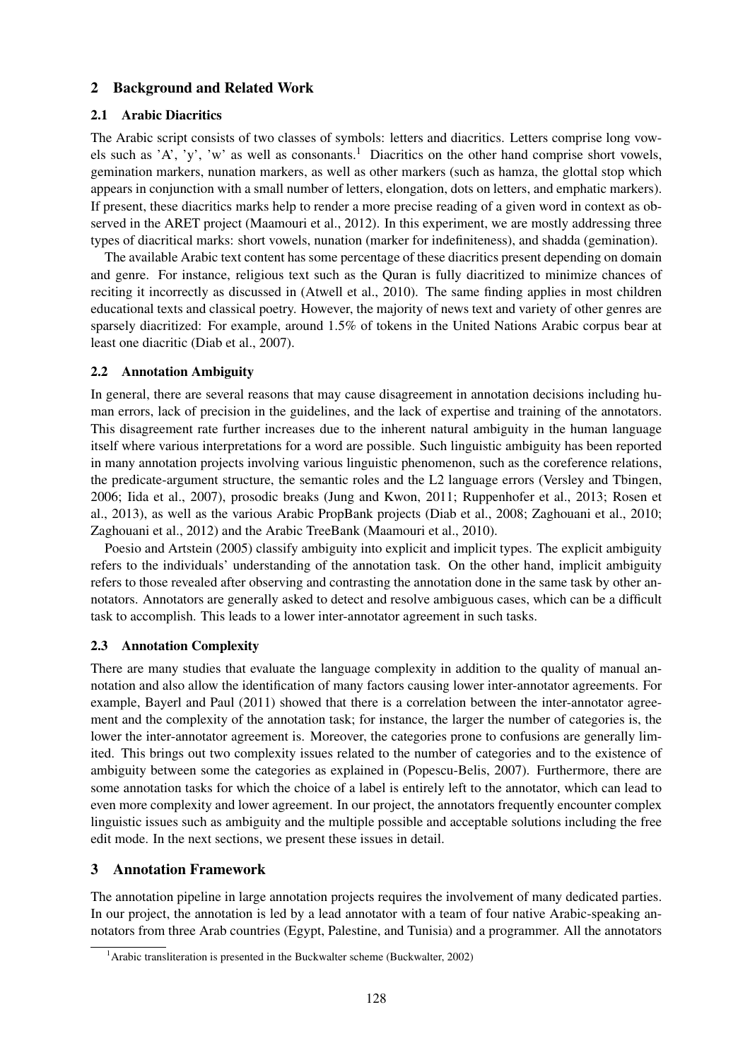## 2 Background and Related Work

### 2.1 Arabic Diacritics

The Arabic script consists of two classes of symbols: letters and diacritics. Letters comprise long vowels such as 'A', 'y', 'w' as well as consonants.[1] Diacritics on the other hand comprise short vowels, gemination markers, nunation markers, as well as other markers (such as hamza, the glottal stop which appears in conjunction with a small number of letters, elongation, dots on letters, and emphatic markers). If present, these diacritics marks help to render a more precise reading of a given word in context as observed in the ARET project (Maamouri et al., 2012). In this experiment, we are mostly addressing three types of diacritical marks: short vowels, nunation (marker for indefiniteness), and shadda (gemination).

The available Arabic text content has some percentage of these diacritics present depending on domain and genre. For instance, religious text such as the Quran is fully diacritized to minimize chances of reciting it incorrectly as discussed in (Atwell et al., 2010). The same finding applies in most children educational texts and classical poetry. However, the majority of news text and variety of other genres are sparsely diacritized: For example, around 1.5% of tokens in the United Nations Arabic corpus bear at least one diacritic (Diab et al., 2007).

### 2.2 Annotation Ambiguity

In general, there are several reasons that may cause disagreement in annotation decisions including human errors, lack of precision in the guidelines, and the lack of expertise and training of the annotators. This disagreement rate further increases due to the inherent natural ambiguity in the human language itself where various interpretations for a word are possible. Such linguistic ambiguity has been reported in many annotation projects involving various linguistic phenomenon, such as the coreference relations, the predicate-argument structure, the semantic roles and the L2 language errors (Versley and Tbingen, 2006; Iida et al., 2007), prosodic breaks (Jung and Kwon, 2011; Ruppenhofer et al., 2013; Rosen et al., 2013), as well as the various Arabic PropBank projects (Diab et al., 2008; Zaghouani et al., 2010; Zaghouani et al., 2012) and the Arabic TreeBank (Maamouri et al., 2010).

Poesio and Artstein (2005) classify ambiguity into explicit and implicit types. The explicit ambiguity refers to the individuals' understanding of the annotation task. On the other hand, implicit ambiguity refers to those revealed after observing and contrasting the annotation done in the same task by other annotators. Annotators are generally asked to detect and resolve ambiguous cases, which can be a difficult task to accomplish. This leads to a lower inter-annotator agreement in such tasks.

### 2.3 Annotation Complexity

There are many studies that evaluate the language complexity in addition to the quality of manual annotation and also allow the identification of many factors causing lower inter-annotator agreements. For example, Bayerl and Paul (2011) showed that there is a correlation between the inter-annotator agreement and the complexity of the annotation task; for instance, the larger the number of categories is, the lower the inter-annotator agreement is. Moreover, the categories prone to confusions are generally limited. This brings out two complexity issues related to the number of categories and to the existence of ambiguity between some the categories as explained in (Popescu-Belis, 2007). Furthermore, there are some annotation tasks for which the choice of a label is entirely left to the annotator, which can lead to even more complexity and lower agreement. In our project, the annotators frequently encounter complex linguistic issues such as ambiguity and the multiple possible and acceptable solutions including the free edit mode. In the next sections, we present these issues in detail.

## 3 Annotation Framework

The annotation pipeline in large annotation projects requires the involvement of many dedicated parties. In our project, the annotation is led by a lead annotator with a team of four native Arabic-speaking annotators from three Arab countries (Egypt, Palestine, and Tunisia) and a programmer. All the annotators

[1] Arabic transliteration is presented in the Buckwalter scheme (Buckwalter, 2002)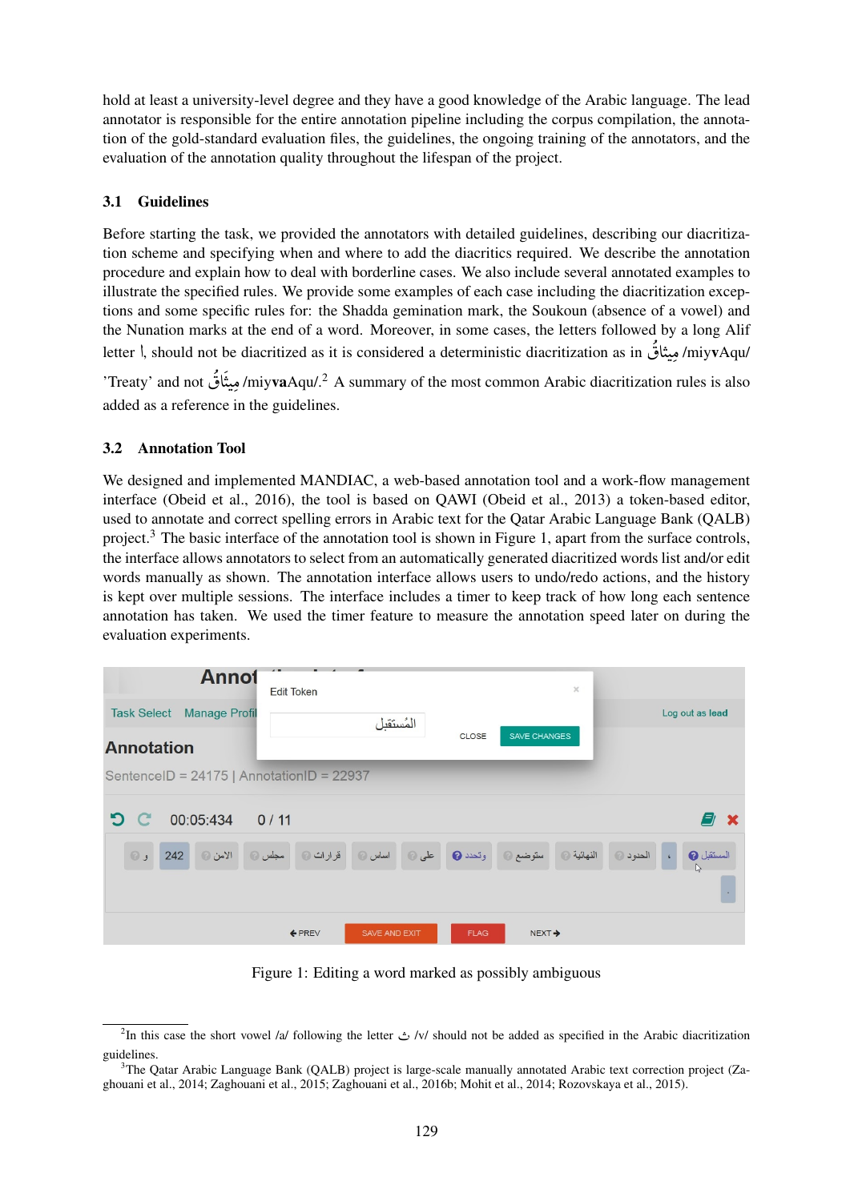hold at least a university-level degree and they have a good knowledge of the Arabic language. The lead annotator is responsible for the entire annotation pipeline including the corpus compilation, the annotation of the gold-standard evaluation files, the guidelines, the ongoing training of the annotators, and the evaluation of the annotation quality throughout the lifespan of the project.

### 3.1 Guidelines

Before starting the task, we provided the annotators with detailed guidelines, describing our diacritization scheme and specifying when and where to add the diacritics required. We describe the annotation procedure and explain how to deal with borderline cases. We also include several annotated examples to illustrate the specified rules. We provide some examples of each case including the diacritization exceptions and some specific rules for: the Shadda gemination mark, the Soukoun (absence of a vowel) and the Nunation marks at the end of a word. Moreover, in some cases, the letters followed by a long Alif letter ا, should not be diacritized as it is considered a deterministic diacritization as in مِيثاقُ /miyvAqu/ 'Treaty' and not مِيثَاقُ /miyv**a**Aqu/.[2] A summary of the most common Arabic diacritization rules is also added as a reference in the guidelines.

### 3.2 Annotation Tool

We designed and implemented MANDIAC, a web-based annotation tool and a work-flow management interface (Obeid et al., 2016), the tool is based on QAWI (Obeid et al., 2013) a token-based editor, used to annotate and correct spelling errors in Arabic text for the Qatar Arabic Language Bank (QALB) project.[3] The basic interface of the annotation tool is shown in Figure 1, apart from the surface controls, the interface allows annotators to select from an automatically generated diacritized words list and/or edit words manually as shown. The annotation interface allows users to undo/redo actions, and the history is kept over multiple sessions. The interface includes a timer to keep track of how long each sentence annotation has taken. We used the timer feature to measure the annotation speed later on during the evaluation experiments.

Figure 1: Editing a word marked as possibly ambiguous

[2] In this case the short vowel /a/ following the letter ث /v/ should not be added as specified in the Arabic diacritization guidelines.

[3] The Qatar Arabic Language Bank (QALB) project is large-scale manually annotated Arabic text correction project (Zaghouani et al., 2014; Zaghouani et al., 2015; Zaghouani et al., 2016b; Mohit et al., 2014; Rozovskaya et al., 2015).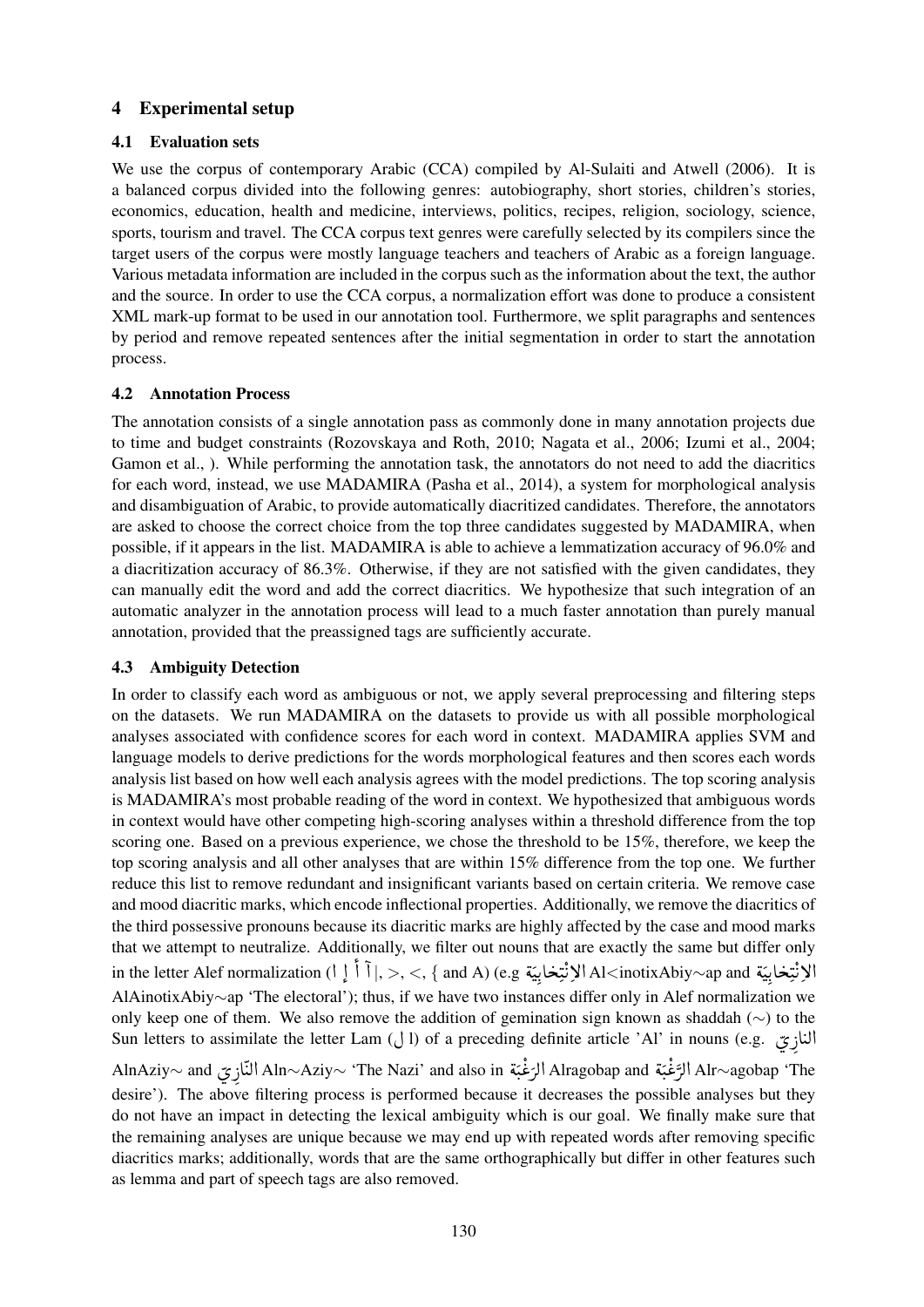## 4 Experimental setup

### 4.1 Evaluation sets

We use the corpus of contemporary Arabic (CCA) compiled by Al-Sulaiti and Atwell (2006). It is a balanced corpus divided into the following genres: autobiography, short stories, children's stories, economics, education, health and medicine, interviews, politics, recipes, religion, sociology, science, sports, tourism and travel. The CCA corpus text genres were carefully selected by its compilers since the target users of the corpus were mostly language teachers and teachers of Arabic as a foreign language. Various metadata information are included in the corpus such as the information about the text, the author and the source. In order to use the CCA corpus, a normalization effort was done to produce a consistent XML mark-up format to be used in our annotation tool. Furthermore, we split paragraphs and sentences by period and remove repeated sentences after the initial segmentation in order to start the annotation process.

### 4.2 Annotation Process

The annotation consists of a single annotation pass as commonly done in many annotation projects due to time and budget constraints (Rozovskaya and Roth, 2010; Nagata et al., 2006; Izumi et al., 2004; Gamon et al., ). While performing the annotation task, the annotators do not need to add the diacritics for each word, instead, we use MADAMIRA (Pasha et al., 2014), a system for morphological analysis and disambiguation of Arabic, to provide automatically diacritized candidates. Therefore, the annotators are asked to choose the correct choice from the top three candidates suggested by MADAMIRA, when possible, if it appears in the list. MADAMIRA is able to achieve a lemmatization accuracy of 96.0% and a diacritization accuracy of 86.3%. Otherwise, if they are not satisfied with the given candidates, they can manually edit the word and add the correct diacritics. We hypothesize that such integration of an automatic analyzer in the annotation process will lead to a much faster annotation than purely manual annotation, provided that the preassigned tags are sufficiently accurate.

### 4.3 Ambiguity Detection

In order to classify each word as ambiguous or not, we apply several preprocessing and filtering steps on the datasets. We run MADAMIRA on the datasets to provide us with all possible morphological analyses associated with confidence scores for each word in context. MADAMIRA applies SVM and language models to derive predictions for the words morphological features and then scores each words analysis list based on how well each analysis agrees with the model predictions. The top scoring analysis is MADAMIRA's most probable reading of the word in context. We hypothesized that ambiguous words in context would have other competing high-scoring analyses within a threshold difference from the top scoring one. Based on a previous experience, we chose the threshold to be 15%, therefore, we keep the top scoring analysis and all other analyses that are within 15% difference from the top one. We further reduce this list to remove redundant and insignificant variants based on certain criteria. We remove case and mood diacritic marks, which encode inflectional properties. Additionally, we remove the diacritics of the third possessive pronouns because its diacritic marks are highly affected by the case and mood marks that we attempt to neutralize. Additionally, we filter out nouns that are exactly the same but differ only in the letter Alef normalization (ا إ أ آ |, >, <, { and A) (e.g الإِنْتِخابِيَة Al<inotixAbiy∼ap and الاِنْتِخابِيَة AlAinotixAbiy∼ap 'The electoral'); thus, if we have two instances differ only in Alef normalization we only keep one of them. We also remove the addition of gemination sign known as shaddah (∼) to the Sun letters to assimilate the letter Lam (ل l) of a preceding definite article 'Al' in nouns (e.g. النازِيّ AlnAziy∼ and النّازِيّ Aln∼Aziy∼ 'The Nazi' and also in الرَغْبَة Alragobap and الرَّغْبَة Alr∼agobap 'The desire'). The above filtering process is performed because it decreases the possible analyses but they do not have an impact in detecting the lexical ambiguity which is our goal. We finally make sure that the remaining analyses are unique because we may end up with repeated words after removing specific diacritics marks; additionally, words that are the same orthographically but differ in other features such as lemma and part of speech tags are also removed.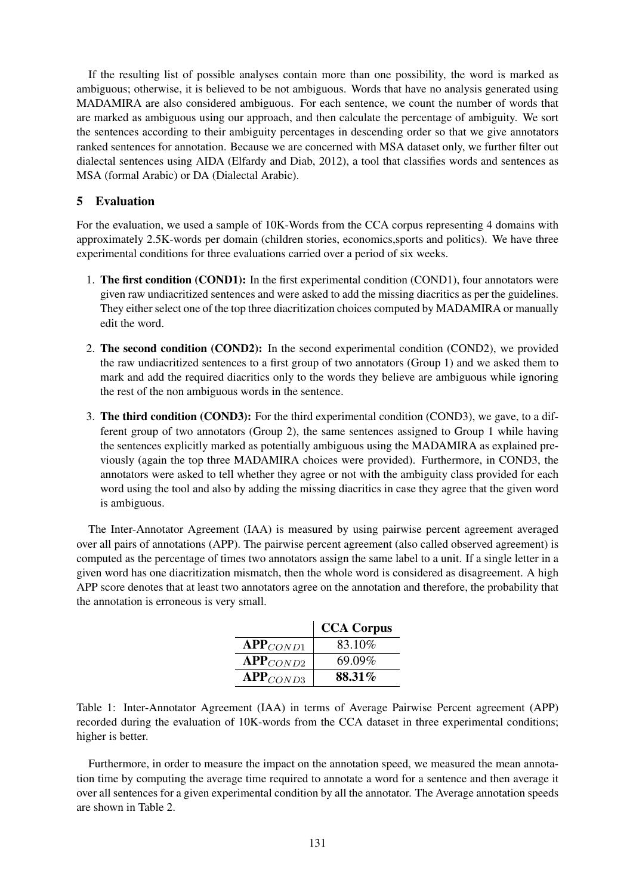If the resulting list of possible analyses contain more than one possibility, the word is marked as ambiguous; otherwise, it is believed to be not ambiguous. Words that have no analysis generated using MADAMIRA are also considered ambiguous. For each sentence, we count the number of words that are marked as ambiguous using our approach, and then calculate the percentage of ambiguity. We sort the sentences according to their ambiguity percentages in descending order so that we give annotators ranked sentences for annotation. Because we are concerned with MSA dataset only, we further filter out dialectal sentences using AIDA (Elfardy and Diab, 2012), a tool that classifies words and sentences as MSA (formal Arabic) or DA (Dialectal Arabic).

## 5 Evaluation

For the evaluation, we used a sample of 10K-Words from the CCA corpus representing 4 domains with approximately 2.5K-words per domain (children stories, economics,sports and politics). We have three experimental conditions for three evaluations carried over a period of six weeks.

1. **The first condition (COND1):** In the first experimental condition (COND1), four annotators were given raw undiacritized sentences and were asked to add the missing diacritics as per the guidelines. They either select one of the top three diacritization choices computed by MADAMIRA or manually edit the word.
2. **The second condition (COND2):** In the second experimental condition (COND2), we provided the raw undiacritized sentences to a first group of two annotators (Group 1) and we asked them to mark and add the required diacritics only to the words they believe are ambiguous while ignoring the rest of the non ambiguous words in the sentence.
3. **The third condition (COND3):** For the third experimental condition (COND3), we gave, to a different group of two annotators (Group 2), the same sentences assigned to Group 1 while having the sentences explicitly marked as potentially ambiguous using the MADAMIRA as explained previously (again the top three MADAMIRA choices were provided). Furthermore, in COND3, the annotators were asked to tell whether they agree or not with the ambiguity class provided for each word using the tool and also by adding the missing diacritics in case they agree that the given word is ambiguous.

The Inter-Annotator Agreement (IAA) is measured by using pairwise percent agreement averaged over all pairs of annotations (APP). The pairwise percent agreement (also called observed agreement) is computed as the percentage of times two annotators assign the same label to a unit. If a single letter in a given word has one diacritization mismatch, then the whole word is considered as disagreement. A high APP score denotes that at least two annotators agree on the annotation and therefore, the probability that the annotation is erroneous is very small.

| | **CCA Corpus** |
|---|---|
| $\textbf{APP}_{COND1}$ | 83.10% |
| $\textbf{APP}_{COND2}$ | 69.09% |
| $\textbf{APP}_{COND3}$ | **88.31%** |

Table 1: Inter-Annotator Agreement (IAA) in terms of Average Pairwise Percent agreement (APP) recorded during the evaluation of 10K-words from the CCA dataset in three experimental conditions; higher is better.

Furthermore, in order to measure the impact on the annotation speed, we measured the mean annotation time by computing the average time required to annotate a word for a sentence and then average it over all sentences for a given experimental condition by all the annotator. The Average annotation speeds are shown in Table 2.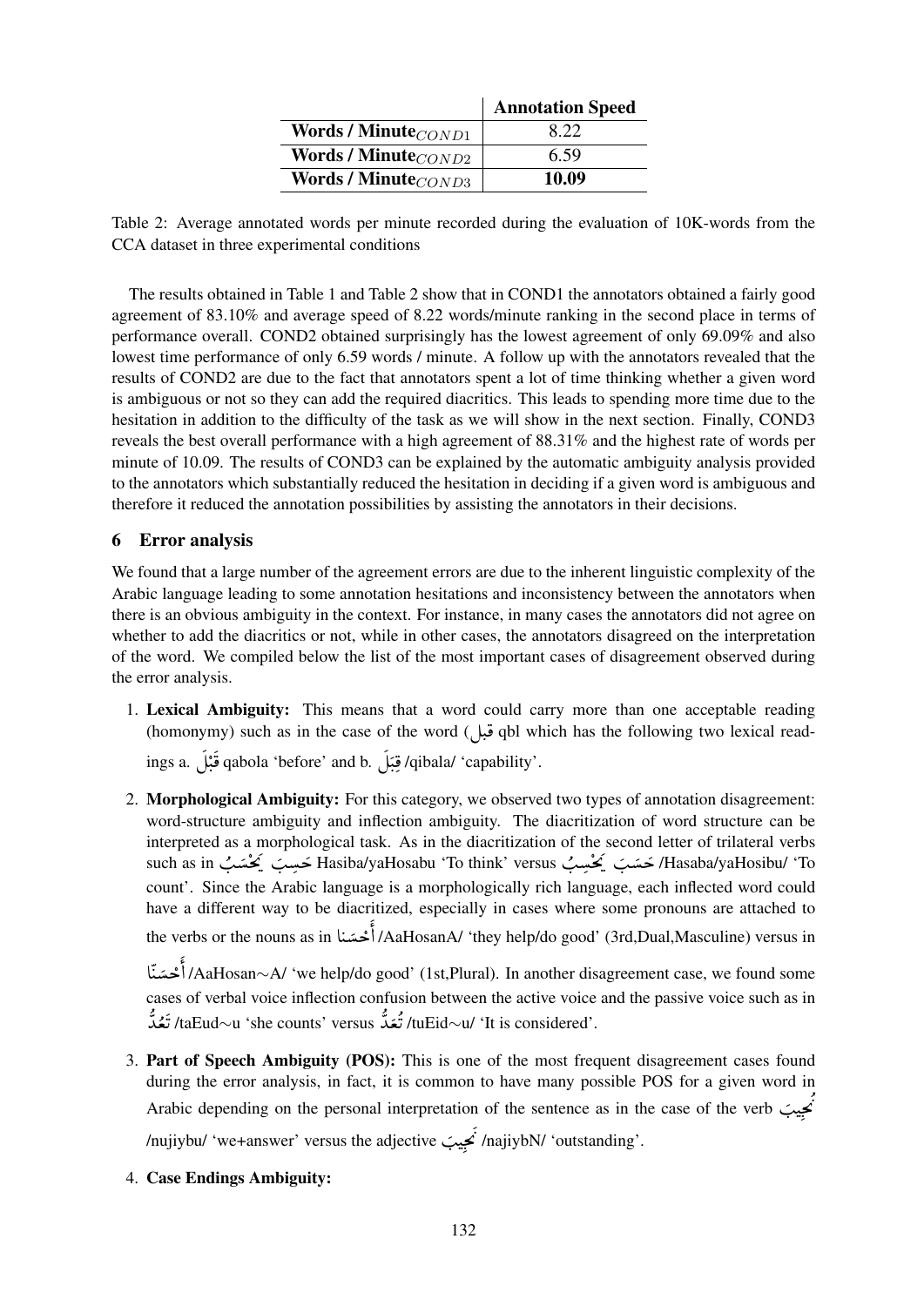|  | Annotation Speed |
| --- | --- |
| **Words / Minute$_{COND1}$** | 8.22 |
| **Words / Minute$_{COND2}$** | 6.59 |
| **Words / Minute$_{COND3}$** | **10.09** |

Table 2: Average annotated words per minute recorded during the evaluation of 10K-words from the CCA dataset in three experimental conditions

The results obtained in Table 1 and Table 2 show that in COND1 the annotators obtained a fairly good agreement of 83.10% and average speed of 8.22 words/minute ranking in the second place in terms of performance overall. COND2 obtained surprisingly has the lowest agreement of only 69.09% and also lowest time performance of only 6.59 words / minute. A follow up with the annotators revealed that the results of COND2 are due to the fact that annotators spent a lot of time thinking whether a given word is ambiguous or not so they can add the required diacritics. This leads to spending more time due to the hesitation in addition to the difficulty of the task as we will show in the next section. Finally, COND3 reveals the best overall performance with a high agreement of 88.31% and the highest rate of words per minute of 10.09. The results of COND3 can be explained by the automatic ambiguity analysis provided to the annotators which substantially reduced the hesitation in deciding if a given word is ambiguous and therefore it reduced the annotation possibilities by assisting the annotators in their decisions.

## 6 Error analysis

We found that a large number of the agreement errors are due to the inherent linguistic complexity of the Arabic language leading to some annotation hesitations and inconsistency between the annotators when there is an obvious ambiguity in the context. For instance, in many cases the annotators did not agree on whether to add the diacritics or not, while in other cases, the annotators disagreed on the interpretation of the word. We compiled below the list of the most important cases of disagreement observed during the error analysis.

1. **Lexical Ambiguity:** This means that a word could carry more than one acceptable reading (homonymy) such as in the case of the word (قبل qbl which has the following two lexical readings a. قَبْلَ qabola 'before' and b. قِبَلَ /qibala/ 'capability'.

2. **Morphological Ambiguity:** For this category, we observed two types of annotation disagreement: word-structure ambiguity and inflection ambiguity. The diacritization of word structure can be interpreted as a morphological task. As in the diacritization of the second letter of trilateral verbs such as in حَسِبَ يَحْسَبُ Hasiba/yaHosabu 'To think' versus حَسَبَ يَحْسِبُ /Hasaba/yaHosibu/ 'To count'. Since the Arabic language is a morphologically rich language, each inflected word could have a different way to be diacritized, especially in cases where some pronouns are attached to the verbs or the nouns as in أَحْسَنا /AaHosanA/ 'they help/do good' (3rd,Dual,Masculine) versus in أَحْسَنّا /AaHosan∼A/ 'we help/do good' (1st,Plural). In another disagreement case, we found some cases of verbal voice inflection confusion between the active voice and the passive voice such as in تَعُدُّ /taEud∼u 'she counts' versus تُعَدُّ /tuEid∼u/ 'It is considered'.

3. **Part of Speech Ambiguity (POS):** This is one of the most frequent disagreement cases found during the error analysis, in fact, it is common to have many possible POS for a given word in Arabic depending on the personal interpretation of the sentence as in the case of the verb نُجِيبَ /nujiybu/ 'we+answer' versus the adjective نَجِيبَ /najiybN/ 'outstanding'.

4. **Case Endings Ambiguity:**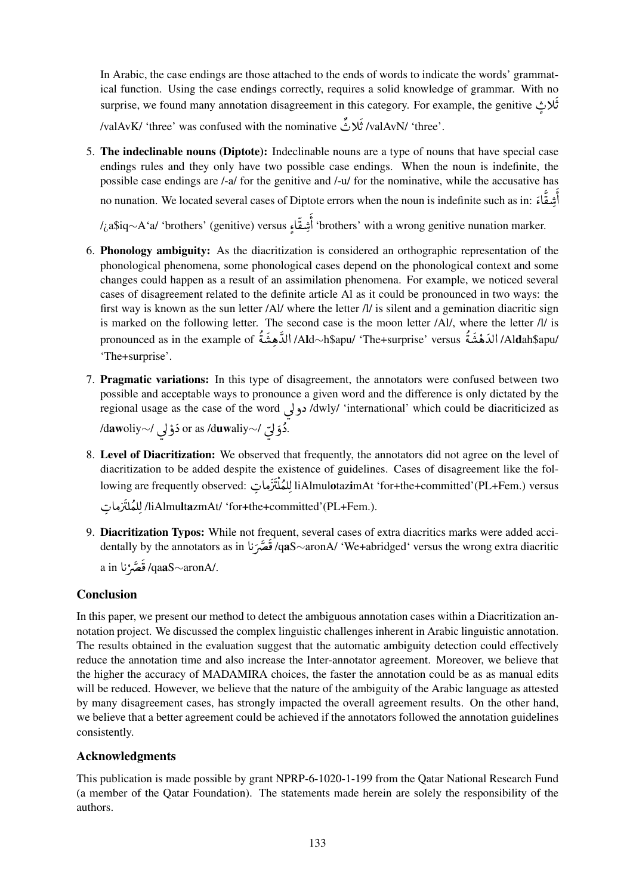In Arabic, the case endings are those attached to the ends of words to indicate the words' grammatical function. Using the case endings correctly, requires a solid knowledge of grammar. With no surprise, we found many annotation disagreement in this category. For example, the genitive ثَلاثٍ /valAvK/ 'three' was confused with the nominative ثَلاثٌ /valAvN/ 'three'.

5. **The indeclinable nouns (Diptote):** Indeclinable nouns are a type of nouns that have special case endings rules and they only have two possible case endings. When the noun is indefinite, the possible case endings are /-a/ for the genitive and /-u/ for the nominative, while the accusative has no nunation. We located several cases of Diptote errors when the noun is indefinite such as in: أَشِقَّاءَ /¿a$iq∼A'a/ 'brothers' (genitive) versus أَشِقّاءٍ 'brothers' with a wrong genitive nunation marker.

6. **Phonology ambiguity:** As the diacritization is considered an orthographic representation of the phonological phenomena, some phonological cases depend on the phonological context and some changes could happen as a result of an assimilation phenomena. For example, we noticed several cases of disagreement related to the definite article Al as it could be pronounced in two ways: the first way is known as the sun letter /Al/ where the letter /l/ is silent and a gemination diacritic sign is marked on the following letter. The second case is the moon letter /Al/, where the letter /l/ is pronounced as in the example of الدَّهِشَةُ /A**l**d∼h$apu/ 'The+surprise' versus الدَهْشَةُ /Al**d**ah$apu/ 'The+surprise'.

7. **Pragmatic variations:** In this type of disagreement, the annotators were confused between two possible and acceptable ways to pronounce a given word and the difference is only dictated by the regional usage as the case of the word دولي /dwly/ 'international' which could be diacriticized as /d**aw**oliy∼/ دَوْلِي or as /d**uw**aliy∼/ دُوَلِيّ.

8. **Level of Diacritization:** We observed that frequently, the annotators did not agree on the level of diacritization to be added despite the existence of guidelines. Cases of disagreement like the following are frequently observed: لِلمُلْتَزَماتِ liAlmul**o**taz**i**mAt 'for+the+committed'(PL+Fem.) versus لِلمُلتَزماتِ /liAlmu**lta**zmAt/ 'for+the+committed'(PL+Fem.).

9. **Diacritization Typos:** While not frequent, several cases of extra diacritics marks were added accidentally by the annotators as in قَصَّرَنا /q**a**S∼aronA/ 'We+abridged' versus the wrong extra diacritic a in قَصَّرْنا /qa**a**S∼aronA/.

## Conclusion

In this paper, we present our method to detect the ambiguous annotation cases within a Diacritization annotation project. We discussed the complex linguistic challenges inherent in Arabic linguistic annotation. The results obtained in the evaluation suggest that the automatic ambiguity detection could effectively reduce the annotation time and also increase the Inter-annotator agreement. Moreover, we believe that the higher the accuracy of MADAMIRA choices, the faster the annotation could be as as manual edits will be reduced. However, we believe that the nature of the ambiguity of the Arabic language as attested by many disagreement cases, has strongly impacted the overall agreement results. On the other hand, we believe that a better agreement could be achieved if the annotators followed the annotation guidelines consistently.

## Acknowledgments

This publication is made possible by grant NPRP-6-1020-1-199 from the Qatar National Research Fund (a member of the Qatar Foundation). The statements made herein are solely the responsibility of the authors.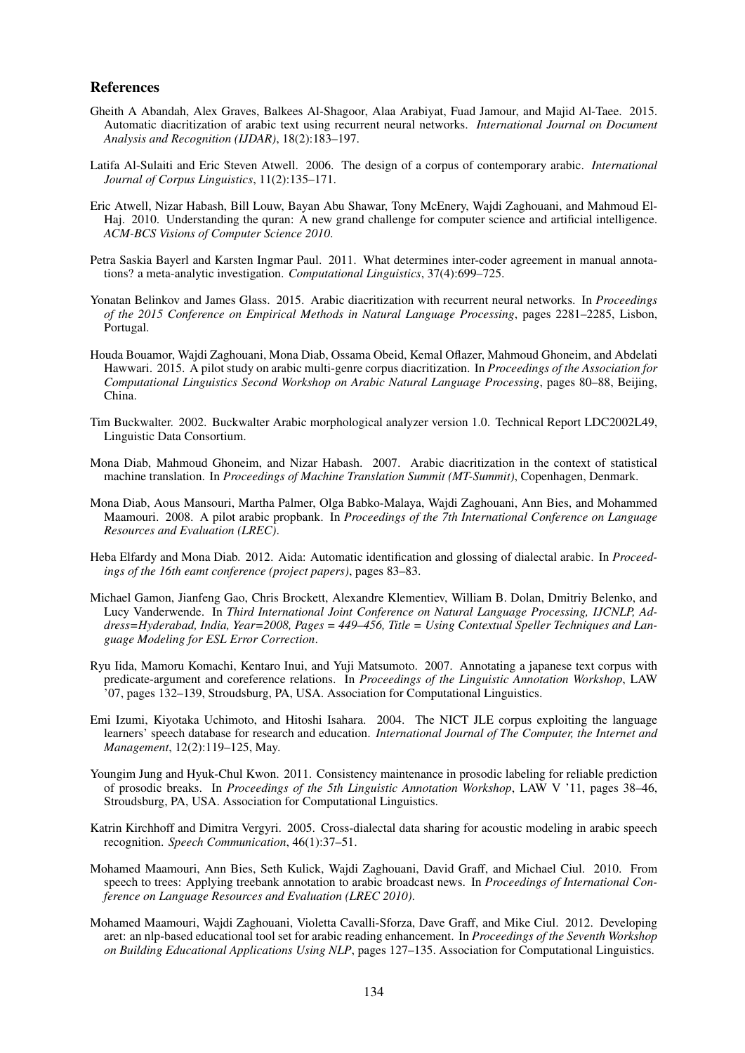## References

Gheith A Abandah, Alex Graves, Balkees Al-Shagoor, Alaa Arabiyat, Fuad Jamour, and Majid Al-Taee. 2015. Automatic diacritization of arabic text using recurrent neural networks. *International Journal on Document Analysis and Recognition (IJDAR)*, 18(2):183–197.

Latifa Al-Sulaiti and Eric Steven Atwell. 2006. The design of a corpus of contemporary arabic. *International Journal of Corpus Linguistics*, 11(2):135–171.

Eric Atwell, Nizar Habash, Bill Louw, Bayan Abu Shawar, Tony McEnery, Wajdi Zaghouani, and Mahmoud El-Haj. 2010. Understanding the quran: A new grand challenge for computer science and artificial intelligence. *ACM-BCS Visions of Computer Science 2010*.

Petra Saskia Bayerl and Karsten Ingmar Paul. 2011. What determines inter-coder agreement in manual annotations? a meta-analytic investigation. *Computational Linguistics*, 37(4):699–725.

Yonatan Belinkov and James Glass. 2015. Arabic diacritization with recurrent neural networks. In *Proceedings of the 2015 Conference on Empirical Methods in Natural Language Processing*, pages 2281–2285, Lisbon, Portugal.

Houda Bouamor, Wajdi Zaghouani, Mona Diab, Ossama Obeid, Kemal Oflazer, Mahmoud Ghoneim, and Abdelati Hawwari. 2015. A pilot study on arabic multi-genre corpus diacritization. In *Proceedings of the Association for Computational Linguistics Second Workshop on Arabic Natural Language Processing*, pages 80–88, Beijing, China.

Tim Buckwalter. 2002. Buckwalter Arabic morphological analyzer version 1.0. Technical Report LDC2002L49, Linguistic Data Consortium.

Mona Diab, Mahmoud Ghoneim, and Nizar Habash. 2007. Arabic diacritization in the context of statistical machine translation. In *Proceedings of Machine Translation Summit (MT-Summit)*, Copenhagen, Denmark.

Mona Diab, Aous Mansouri, Martha Palmer, Olga Babko-Malaya, Wajdi Zaghouani, Ann Bies, and Mohammed Maamouri. 2008. A pilot arabic propbank. In *Proceedings of the 7th International Conference on Language Resources and Evaluation (LREC)*.

Heba Elfardy and Mona Diab. 2012. Aida: Automatic identification and glossing of dialectal arabic. In *Proceedings of the 16th eamt conference (project papers)*, pages 83–83.

Michael Gamon, Jianfeng Gao, Chris Brockett, Alexandre Klementiev, William B. Dolan, Dmitriy Belenko, and Lucy Vanderwende. In *Third International Joint Conference on Natural Language Processing, IJCNLP, Address=Hyderabad, India, Year=2008, Pages = 449–456, Title = Using Contextual Speller Techniques and Language Modeling for ESL Error Correction*.

Ryu Iida, Mamoru Komachi, Kentaro Inui, and Yuji Matsumoto. 2007. Annotating a japanese text corpus with predicate-argument and coreference relations. In *Proceedings of the Linguistic Annotation Workshop*, LAW '07, pages 132–139, Stroudsburg, PA, USA. Association for Computational Linguistics.

Emi Izumi, Kiyotaka Uchimoto, and Hitoshi Isahara. 2004. The NICT JLE corpus exploiting the language learners' speech database for research and education. *International Journal of The Computer, the Internet and Management*, 12(2):119–125, May.

Youngim Jung and Hyuk-Chul Kwon. 2011. Consistency maintenance in prosodic labeling for reliable prediction of prosodic breaks. In *Proceedings of the 5th Linguistic Annotation Workshop*, LAW V '11, pages 38–46, Stroudsburg, PA, USA. Association for Computational Linguistics.

Katrin Kirchhoff and Dimitra Vergyri. 2005. Cross-dialectal data sharing for acoustic modeling in arabic speech recognition. *Speech Communication*, 46(1):37–51.

Mohamed Maamouri, Ann Bies, Seth Kulick, Wajdi Zaghouani, David Graff, and Michael Ciul. 2010. From speech to trees: Applying treebank annotation to arabic broadcast news. In *Proceedings of International Conference on Language Resources and Evaluation (LREC 2010)*.

Mohamed Maamouri, Wajdi Zaghouani, Violetta Cavalli-Sforza, Dave Graff, and Mike Ciul. 2012. Developing aret: an nlp-based educational tool set for arabic reading enhancement. In *Proceedings of the Seventh Workshop on Building Educational Applications Using NLP*, pages 127–135. Association for Computational Linguistics.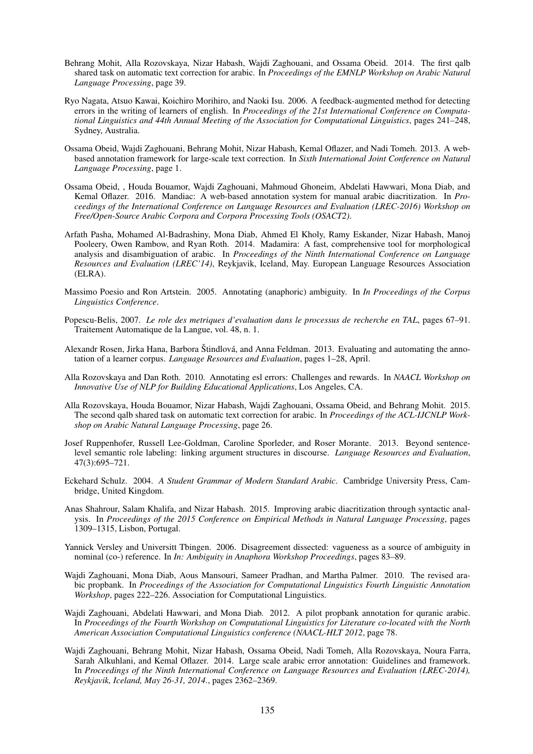Behrang Mohit, Alla Rozovskaya, Nizar Habash, Wajdi Zaghouani, and Ossama Obeid. 2014. The first qalb shared task on automatic text correction for arabic. In *Proceedings of the EMNLP Workshop on Arabic Natural Language Processing*, page 39.

Ryo Nagata, Atsuo Kawai, Koichiro Morihiro, and Naoki Isu. 2006. A feedback-augmented method for detecting errors in the writing of learners of english. In *Proceedings of the 21st International Conference on Computational Linguistics and 44th Annual Meeting of the Association for Computational Linguistics*, pages 241–248, Sydney, Australia.

Ossama Obeid, Wajdi Zaghouani, Behrang Mohit, Nizar Habash, Kemal Oflazer, and Nadi Tomeh. 2013. A web-based annotation framework for large-scale text correction. In *Sixth International Joint Conference on Natural Language Processing*, page 1.

Ossama Obeid, , Houda Bouamor, Wajdi Zaghouani, Mahmoud Ghoneim, Abdelati Hawwari, Mona Diab, and Kemal Oflazer. 2016. Mandiac: A web-based annotation system for manual arabic diacritization. In *Proceedings of the International Conference on Language Resources and Evaluation (LREC-2016) Workshop on Free/Open-Source Arabic Corpora and Corpora Processing Tools (OSACT2)*.

Arfath Pasha, Mohamed Al-Badrashiny, Mona Diab, Ahmed El Kholy, Ramy Eskander, Nizar Habash, Manoj Pooleery, Owen Rambow, and Ryan Roth. 2014. Madamira: A fast, comprehensive tool for morphological analysis and disambiguation of arabic. In *Proceedings of the Ninth International Conference on Language Resources and Evaluation (LREC'14)*, Reykjavik, Iceland, May. European Language Resources Association (ELRA).

Massimo Poesio and Ron Artstein. 2005. Annotating (anaphoric) ambiguity. In *In Proceedings of the Corpus Linguistics Conference*.

Popescu-Belis, 2007. *Le role des metriques d'evaluation dans le processus de recherche en TAL*, pages 67–91. Traitement Automatique de la Langue, vol. 48, n. 1.

Alexandr Rosen, Jirka Hana, Barbora Štindlová, and Anna Feldman. 2013. Evaluating and automating the annotation of a learner corpus. *Language Resources and Evaluation*, pages 1–28, April.

Alla Rozovskaya and Dan Roth. 2010. Annotating esl errors: Challenges and rewards. In *NAACL Workshop on Innovative Use of NLP for Building Educational Applications*, Los Angeles, CA.

Alla Rozovskaya, Houda Bouamor, Nizar Habash, Wajdi Zaghouani, Ossama Obeid, and Behrang Mohit. 2015. The second qalb shared task on automatic text correction for arabic. In *Proceedings of the ACL-IJCNLP Workshop on Arabic Natural Language Processing*, page 26.

Josef Ruppenhofer, Russell Lee-Goldman, Caroline Sporleder, and Roser Morante. 2013. Beyond sentence-level semantic role labeling: linking argument structures in discourse. *Language Resources and Evaluation*, 47(3):695–721.

Eckehard Schulz. 2004. *A Student Grammar of Modern Standard Arabic*. Cambridge University Press, Cambridge, United Kingdom.

Anas Shahrour, Salam Khalifa, and Nizar Habash. 2015. Improving arabic diacritization through syntactic analysis. In *Proceedings of the 2015 Conference on Empirical Methods in Natural Language Processing*, pages 1309–1315, Lisbon, Portugal.

Yannick Versley and Universitt Tbingen. 2006. Disagreement dissected: vagueness as a source of ambiguity in nominal (co-) reference. In *In: Ambiguity in Anaphora Workshop Proceedings*, pages 83–89.

Wajdi Zaghouani, Mona Diab, Aous Mansouri, Sameer Pradhan, and Martha Palmer. 2010. The revised arabic propbank. In *Proceedings of the Association for Computational Linguistics Fourth Linguistic Annotation Workshop*, pages 222–226. Association for Computational Linguistics.

Wajdi Zaghouani, Abdelati Hawwari, and Mona Diab. 2012. A pilot propbank annotation for quranic arabic. In *Proceedings of the Fourth Workshop on Computational Linguistics for Literature co-located with the North American Association Computational Linguistics conference (NAACL-HLT 2012*, page 78.

Wajdi Zaghouani, Behrang Mohit, Nizar Habash, Ossama Obeid, Nadi Tomeh, Alla Rozovskaya, Noura Farra, Sarah Alkuhlani, and Kemal Oflazer. 2014. Large scale arabic error annotation: Guidelines and framework. In *Proceedings of the Ninth International Conference on Language Resources and Evaluation (LREC-2014), Reykjavik, Iceland, May 26-31, 2014.*, pages 2362–2369.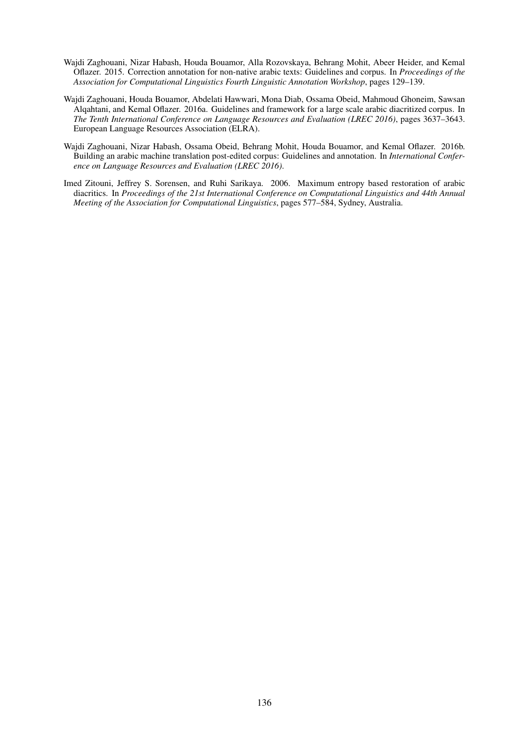Wajdi Zaghouani, Nizar Habash, Houda Bouamor, Alla Rozovskaya, Behrang Mohit, Abeer Heider, and Kemal Oflazer. 2015. Correction annotation for non-native arabic texts: Guidelines and corpus. In *Proceedings of the Association for Computational Linguistics Fourth Linguistic Annotation Workshop*, pages 129–139.

Wajdi Zaghouani, Houda Bouamor, Abdelati Hawwari, Mona Diab, Ossama Obeid, Mahmoud Ghoneim, Sawsan Alqahtani, and Kemal Oflazer. 2016a. Guidelines and framework for a large scale arabic diacritized corpus. In *The Tenth International Conference on Language Resources and Evaluation (LREC 2016)*, pages 3637–3643. European Language Resources Association (ELRA).

Wajdi Zaghouani, Nizar Habash, Ossama Obeid, Behrang Mohit, Houda Bouamor, and Kemal Oflazer. 2016b. Building an arabic machine translation post-edited corpus: Guidelines and annotation. In *International Conference on Language Resources and Evaluation (LREC 2016)*.

Imed Zitouni, Jeffrey S. Sorensen, and Ruhi Sarikaya. 2006. Maximum entropy based restoration of arabic diacritics. In *Proceedings of the 21st International Conference on Computational Linguistics and 44th Annual Meeting of the Association for Computational Linguistics*, pages 577–584, Sydney, Australia.